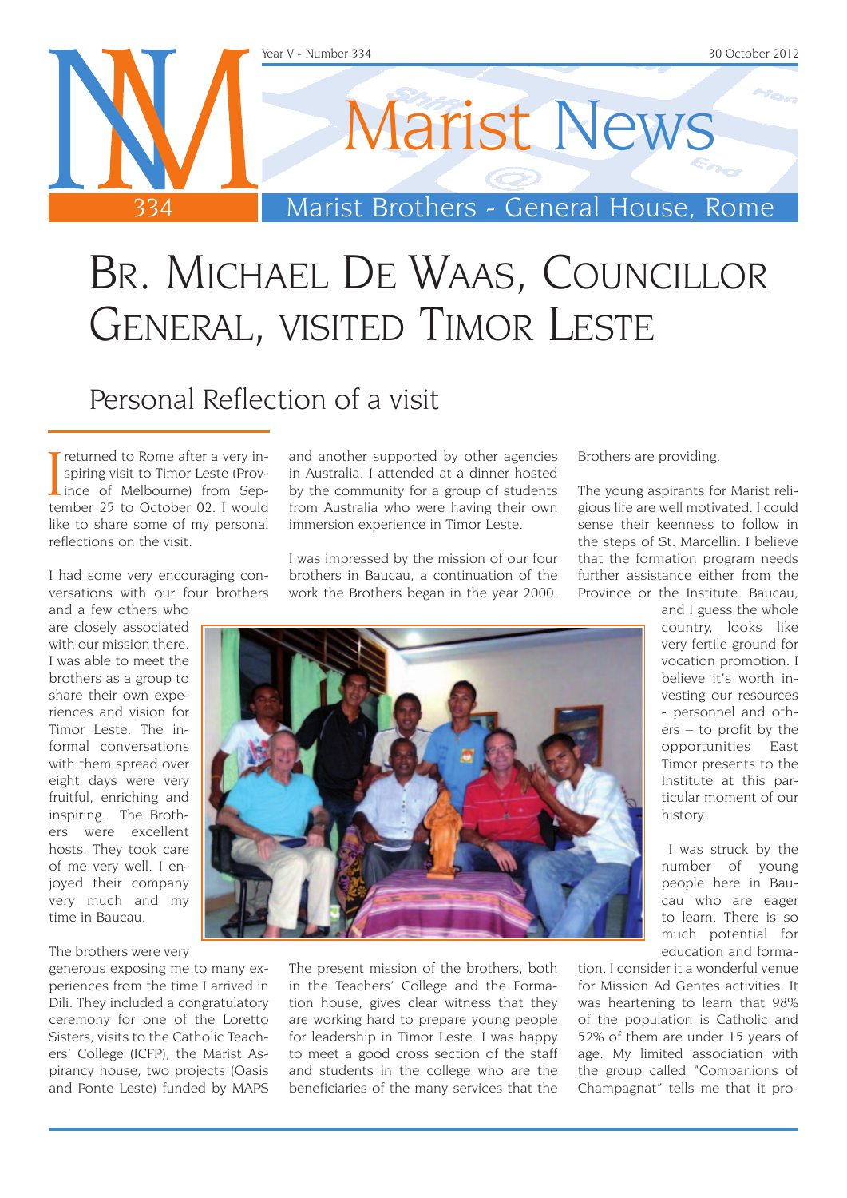# Br. Michael De Waas, Councillor General, visited Timor Leste

## Personal Reflection of a visit

I returned to Rome after a very inspiring visit to Timor Leste (Province of Melbourne) from September 25 to October 02. I would like to share some of my personal reflections on the visit.

I had some very encouraging conversations with our four brothers and a few others who are closely associated with our mission there. I was able to meet the brothers as a group to share their own experiences and vision for Timor Leste. The informal conversations with them spread over eight days were very fruitful, enriching and inspiring. The Brothers were excellent hosts. They took care of me very well. I enjoyed their company very much and my time in Baucau.

The brothers were very generous exposing me to many experiences from the time I arrived in Dili. They included a congratulatory ceremony for one of the Loretto Sisters, visits to the Catholic Teachers' College (ICFP), the Marist Aspirancy house, two projects (Oasis and Ponte Leste) funded by MAPS and another supported by other agencies in Australia. I attended at a dinner hosted by the community for a group of students from Australia who were having their own immersion experience in Timor Leste.

I was impressed by the mission of our four brothers in Baucau, a continuation of the work the Brothers began in the year 2000.

The present mission of the brothers, both in the Teachers' College and the Formation house, gives clear witness that they are working hard to prepare young people for leadership in Timor Leste. I was happy to meet a good cross section of the staff and students in the college who are the beneficiaries of the many services that the Brothers are providing.

The young aspirants for Marist religious life are well motivated. I could sense their keenness to follow in the steps of St. Marcellin. I believe that the formation program needs further assistance either from the Province or the Institute. Baucau, and I guess the whole country, looks like very fertile ground for vocation promotion. I believe it's worth investing our resources - personnel and others – to profit by the opportunities East Timor presents to the Institute at this particular moment of our history.

I was struck by the number of young people here in Baucau who are eager to learn. There is so much potential for education and formation. I consider it a wonderful venue for Mission Ad Gentes activities. It was heartening to learn that 98% of the population is Catholic and 52% of them are under 15 years of age. My limited association with the group called "Companions of Champagnat" tells me that it pro-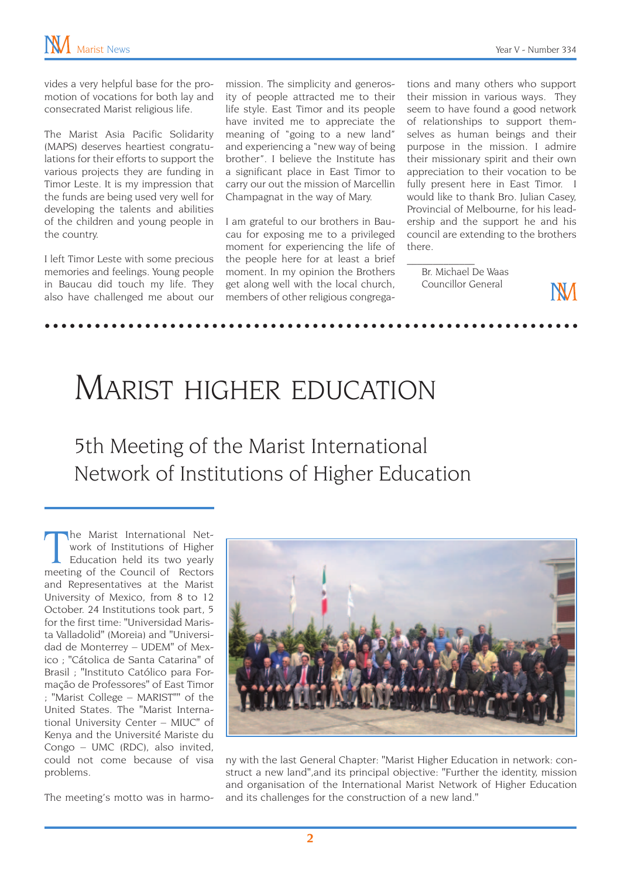vides a very helpful base for the promotion of vocations for both lay and consecrated Marist religious life.

The Marist Asia Pacific Solidarity (MAPS) deserves heartiest congratulations for their efforts to support the various projects they are funding in Timor Leste. It is my impression that the funds are being used very well for developing the talents and abilities of the children and young people in the country.

I left Timor Leste with some precious memories and feelings. Young people in Baucau did touch my life. They also have challenged me about our mission. The simplicity and generosity of people attracted me to their life style. East Timor and its people have invited me to appreciate the meaning of "going to a new land" and experiencing a "new way of being brother". I believe the Institute has a significant place in East Timor to carry our out the mission of Marcellin Champagnat in the way of Mary.

I am grateful to our brothers in Baucau for exposing me to a privileged moment for experiencing the life of the people here for at least a brief moment. In my opinion the Brothers get along well with the local church, members of other religious congregations and many others who support their mission in various ways. They seem to have found a good network of relationships to support themselves as human beings and their purpose in the mission. I admire their missionary spirit and their own appreciation to their vocation to be fully present here in East Timor. I would like to thank Bro. Julian Casey, Provincial of Melbourne, for his leadership and the support he and his council are extending to the brothers there.

Br. Michael De Waas
Councillor General

# Marist Higher Education

## 5th Meeting of the Marist International Network of Institutions of Higher Education

The Marist International Network of Institutions of Higher Education held its two yearly meeting of the Council of Rectors and Representatives at the Marist University of Mexico, from 8 to 12 October. 24 Institutions took part, 5 for the first time: "Universidad Marista Valladolid" (Moreia) and "Universidad de Monterrey – UDEM" of Mexico ; "Cátolica de Santa Catarina" of Brasil ; "Instituto Católico para Formação de Professores" of East Timor ; "Marist College – MARIST"" of the United States. The "Marist International University Center – MIUC" of Kenya and the Université Mariste du Congo – UMC (RDC), also invited, could not come because of visa problems.

The meeting's motto was in harmony with the last General Chapter: "Marist Higher Education in network: construct a new land",and its principal objective: "Further the identity, mission and organisation of the International Marist Network of Higher Education and its challenges for the construction of a new land."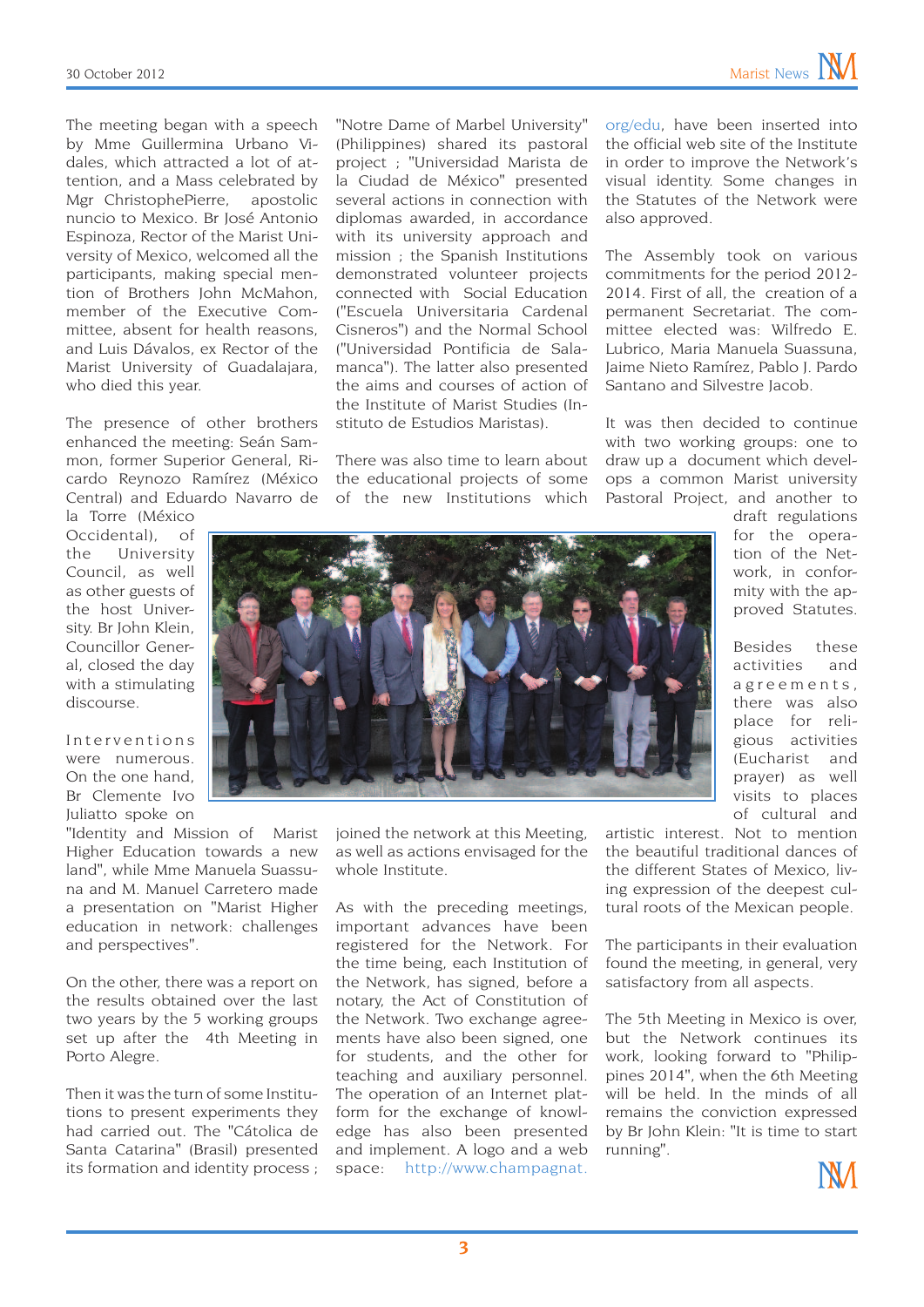The meeting began with a speech by Mme Guillermina Urbano Vidales, which attracted a lot of attention, and a Mass celebrated by Mgr ChristophePierre, apostolic nuncio to Mexico. Br José Antonio Espinoza, Rector of the Marist University of Mexico, welcomed all the participants, making special mention of Brothers John McMahon, member of the Executive Committee, absent for health reasons, and Luis Dávalos, ex Rector of the Marist University of Guadalajara, who died this year.

The presence of other brothers enhanced the meeting: Seán Sammon, former Superior General, Ricardo Reynozo Ramírez (México Central) and Eduardo Navarro de la Torre (México Occidental), of the University Council, as well as other guests of the host University. Br John Klein, Councillor General, closed the day with a stimulating discourse.

Interventions were numerous. On the one hand, Br Clemente Ivo Juliatto spoke on "Identity and Mission of Marist Higher Education towards a new land", while Mme Manuela Suassuna and M. Manuel Carretero made a presentation on "Marist Higher education in network: challenges and perspectives".

On the other, there was a report on the results obtained over the last two years by the 5 working groups set up after the 4th Meeting in Porto Alegre.

Then it was the turn of some Institutions to present experiments they had carried out. The "Católica de Santa Catarina" (Brasil) presented its formation and identity process ; "Notre Dame of Marbel University" (Philippines) shared its pastoral project ; "Universidad Marista de la Ciudad de México" presented several actions in connection with diplomas awarded, in accordance with its university approach and mission ; the Spanish Institutions demonstrated volunteer projects connected with Social Education ("Escuela Universitaria Cardenal Cisneros") and the Normal School ("Universidad Pontificia de Salamanca"). The latter also presented the aims and courses of action of the Institute of Marist Studies (Instituto de Estudios Maristas).

There was also time to learn about the educational projects of some of the new Institutions which joined the network at this Meeting, as well as actions envisaged for the whole Institute.

As with the preceding meetings, important advances have been registered for the Network. For the time being, each Institution of the Network, has signed, before a notary, the Act of Constitution of the Network. Two exchange agreements have also been signed, one for students, and the other for teaching and auxiliary personnel. The operation of an Internet platform for the exchange of knowledge has also been presented and implement. A logo and a web space: http://www.champagnat.org/edu, have been inserted into the official web site of the Institute in order to improve the Network's visual identity. Some changes in the Statutes of the Network were also approved.

The Assembly took on various commitments for the period 2012-2014. First of all, the creation of a permanent Secretariat. The committee elected was: Wilfredo E. Lubrico, Maria Manuela Suassuna, Jaime Nieto Ramírez, Pablo J. Pardo Santano and Silvestre Jacob.

It was then decided to continue with two working groups: one to draw up a document which develops a common Marist university Pastoral Project, and another to draft regulations for the operation of the Network, in conformity with the approved Statutes.

Besides these activities and agreements, there was also place for religious activities (Eucharist and prayer) as well visits to places of cultural and artistic interest. Not to mention the beautiful traditional dances of the different States of Mexico, living expression of the deepest cultural roots of the Mexican people.

The participants in their evaluation found the meeting, in general, very satisfactory from all aspects.

The 5th Meeting in Mexico is over, but the Network continues its work, looking forward to "Philippines 2014", when the 6th Meeting will be held. In the minds of all remains the conviction expressed by Br John Klein: "It is time to start running".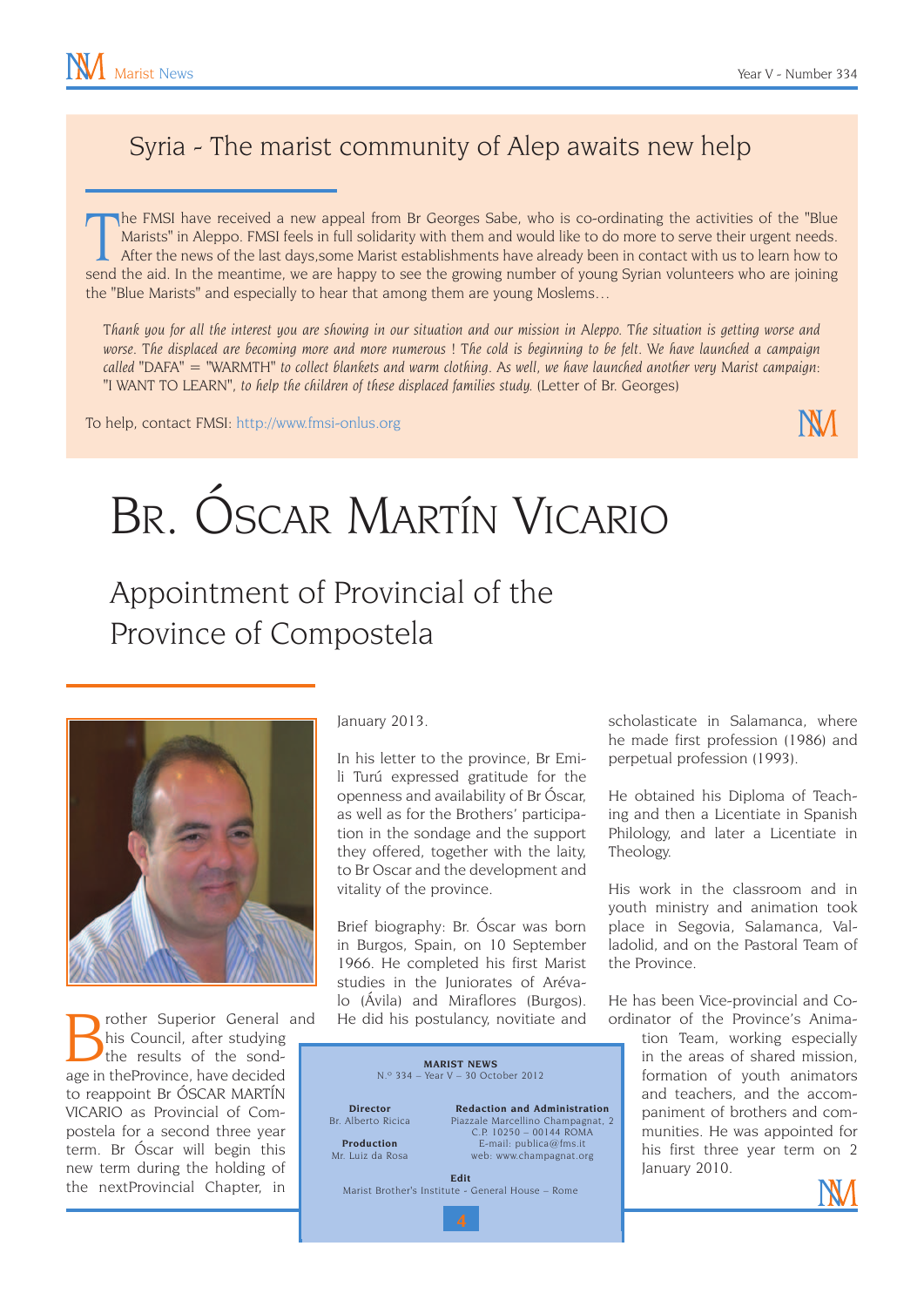## Syria - The marist community of Alep awaits new help

The FMSI have received a new appeal from Br Georges Sabe, who is co-ordinating the activities of the "Blue Marists" in Aleppo. FMSI feels in full solidarity with them and would like to do more to serve their urgent needs. After the news of the last days,some Marist establishments have already been in contact with us to learn how to send the aid. In the meantime, we are happy to see the growing number of young Syrian volunteers who are joining the "Blue Marists" and especially to hear that among them are young Moslems…

*Thank you for all the interest you are showing in our situation and our mission in Aleppo. The situation is getting worse and worse. The displaced are becoming more and more numerous ! The cold is beginning to be felt. We have launched a campaign called* "DAFA" = "WARMTH" *to collect blankets and warm clothing. As well, we have launched another very Marist campaign*: "I WANT TO LEARN", *to help the children of these displaced families study.* (Letter of Br. Georges)

To help, contact FMSI: http://www.fmsi-onlus.org

# Br. Óscar Martín Vicario

## Appointment of Provincial of the Province of Compostela

Brother Superior General and his Council, after studying the results of the sondage in theProvince, have decided to reappoint Br ÓSCAR MARTÍN VICARIO as Provincial of Compostela for a second three year term. Br Óscar will begin this new term during the holding of the nextProvincial Chapter, in January 2013.

In his letter to the province, Br Emili Turú expressed gratitude for the openness and availability of Br Óscar, as well as for the Brothers' participation in the sondage and the support they offered, together with the laity, to Br Oscar and the development and vitality of the province.

Brief biography: Br. Óscar was born in Burgos, Spain, on 10 September 1966. He completed his first Marist studies in the Juniorates of Arévalo (Ávila) and Miraflores (Burgos). He did his postulancy, novitiate and scholasticate in Salamanca, where he made first profession (1986) and perpetual profession (1993).

He obtained his Diploma of Teaching and then a Licentiate in Spanish Philology, and later a Licentiate in Theology.

His work in the classroom and in youth ministry and animation took place in Segovia, Salamanca, Valladolid, and on the Pastoral Team of the Province.

He has been Vice-provincial and Co-ordinator of the Province's Animation Team, working especially in the areas of shared mission, formation of youth animators and teachers, and the accompaniment of brothers and communities. He was appointed for his first three year term on 2 January 2010.

**MARIST NEWS**
N.º 334 – Year V – 30 October 2012

**Director**
Br. Alberto Ricica

**Production**
Mr. Luiz da Rosa

**Redaction and Administration**
Piazzale Marcellino Champagnat, 2
C.P. 10250 – 00144 ROMA
E-mail: publica@fms.it
web: www.champagnat.org

**Edit**
Marist Brother's Institute - General House – Rome